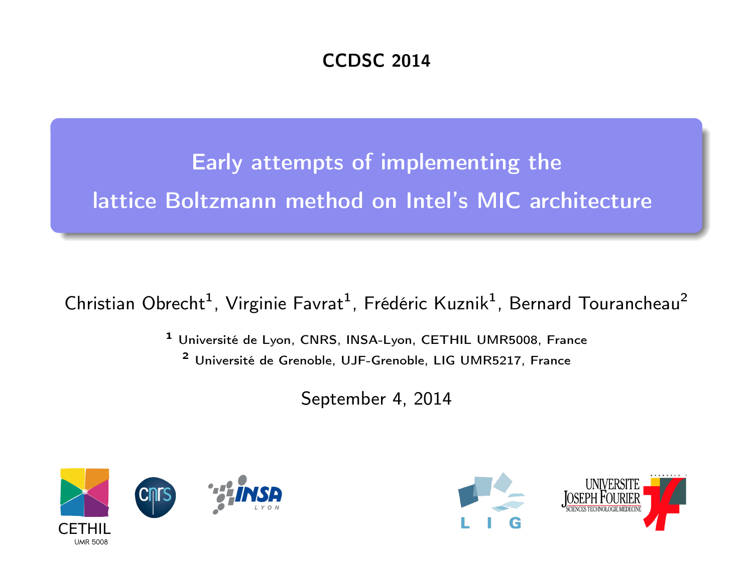CCDSC 2014

# Early attempts of implementing the lattice Boltzmann method on Intel's MIC architecture

Christian Obrecht[1], Virginie Favrat[1], Frédéric Kuznik[1], Bernard Tourancheau[2]

[1] Université de Lyon, CNRS, INSA-Lyon, CETHIL UMR5008, France

[2] Université de Grenoble, UJF-Grenoble, LIG UMR5217, France

September 4, 2014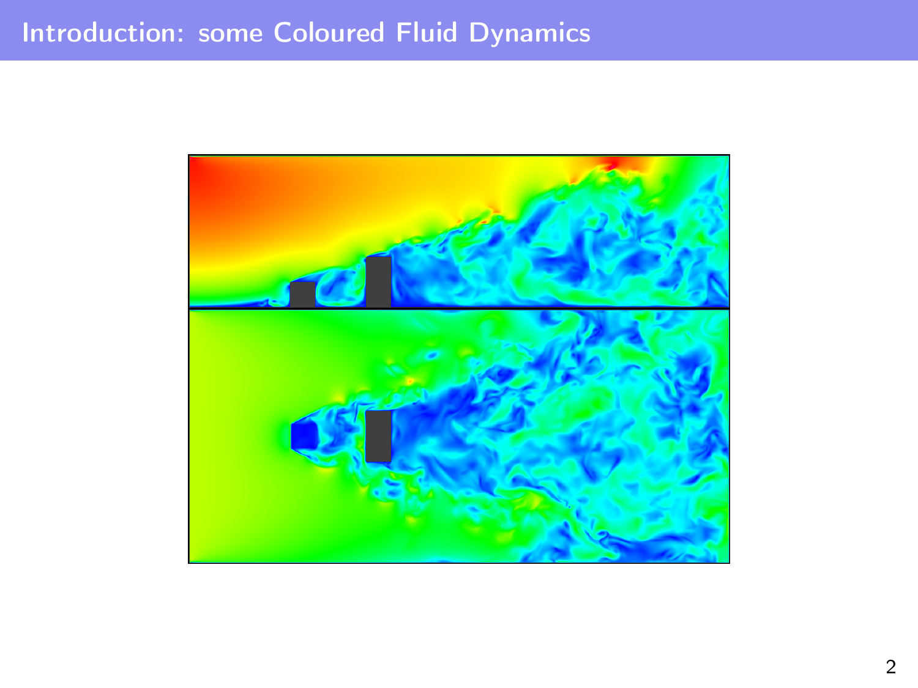# Introduction: some Coloured Fluid Dynamics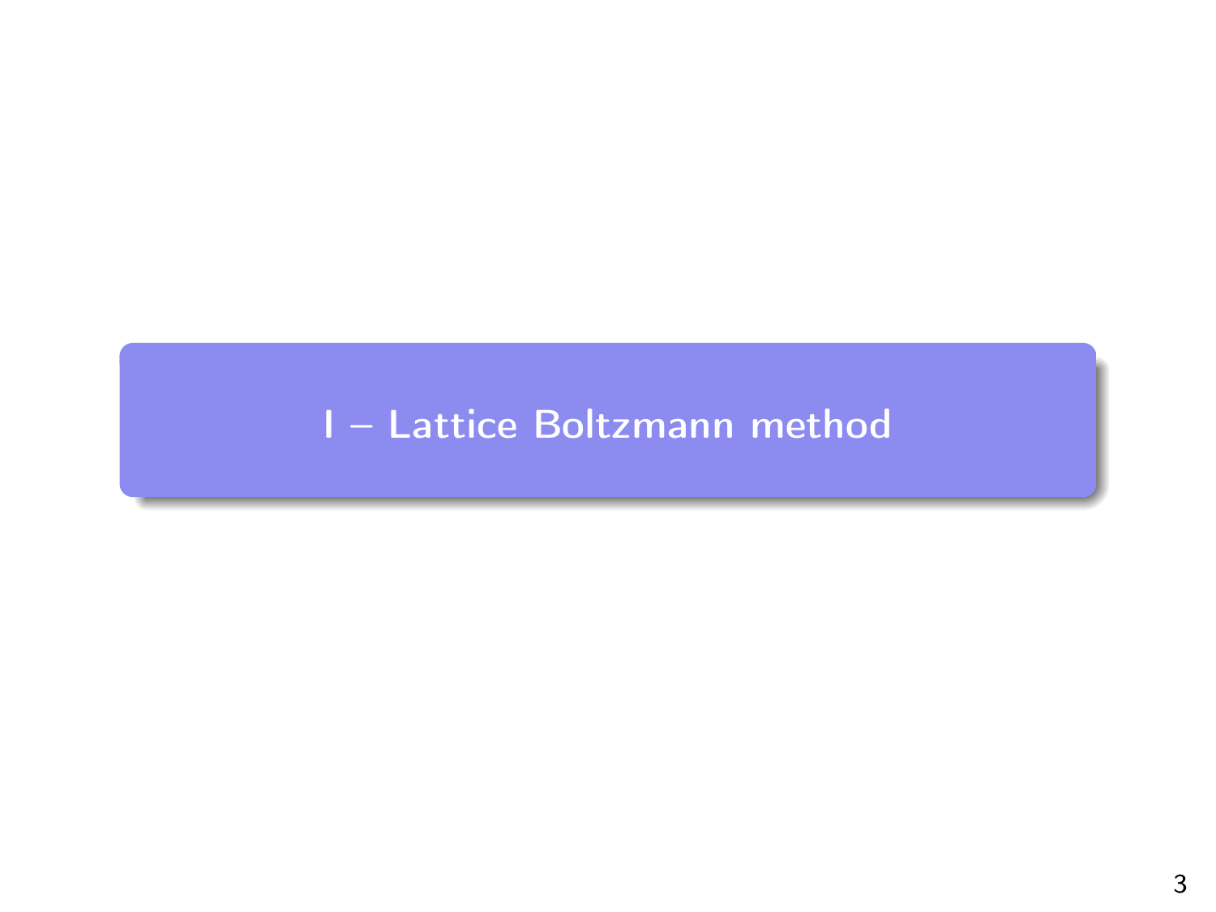# I – Lattice Boltzmann method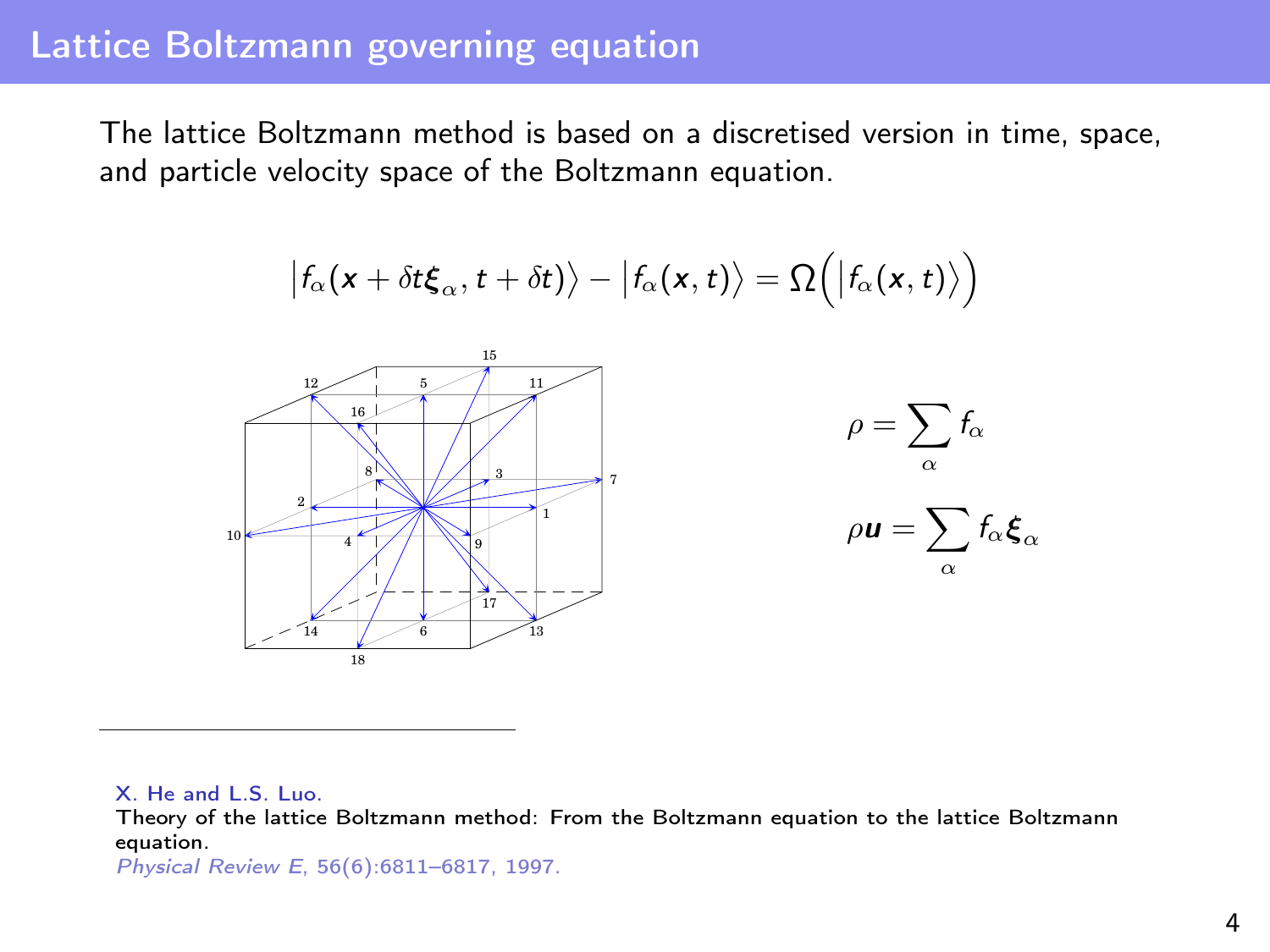# Lattice Boltzmann governing equation

The lattice Boltzmann method is based on a discretised version in time, space, and particle velocity space of the Boltzmann equation.

$$\left|f_\alpha(\boldsymbol{x} + \delta t \boldsymbol{\xi}_\alpha, t + \delta t)\right\rangle - \left|f_\alpha(\boldsymbol{x}, t)\right\rangle = \Omega\Big(\left|f_\alpha(\boldsymbol{x}, t)\right\rangle\Big)$$

$$\rho = \sum_\alpha f_\alpha$$

$$\rho \boldsymbol{u} = \sum_\alpha f_\alpha \boldsymbol{\xi}_\alpha$$

---

X. He and L.S. Luo.
Theory of the lattice Boltzmann method: From the Boltzmann equation to the lattice Boltzmann equation.
*Physical Review E*, 56(6):6811–6817, 1997.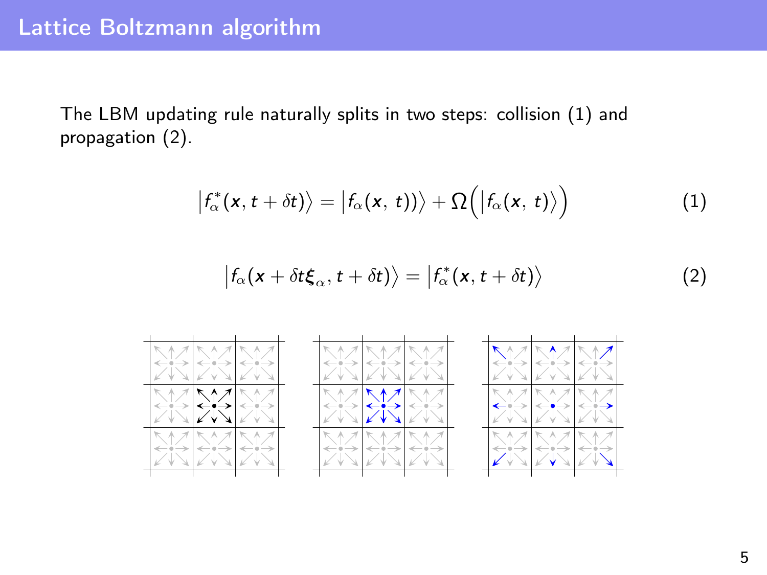# Lattice Boltzmann algorithm

The LBM updating rule naturally splits in two steps: collision (1) and propagation (2).

$$\left|f_\alpha^*(\boldsymbol{x}, t+\delta t)\right\rangle = \left|f_\alpha(\boldsymbol{x},\ t))\right\rangle + \Omega\Big(\left|f_\alpha(\boldsymbol{x},\ t)\right\rangle\Big) \tag{1}$$

$$\left|f_\alpha(\boldsymbol{x} + \delta t \boldsymbol{\xi}_\alpha, t+\delta t)\right\rangle = \left|f_\alpha^*(\boldsymbol{x}, t+\delta t)\right\rangle \tag{2}$$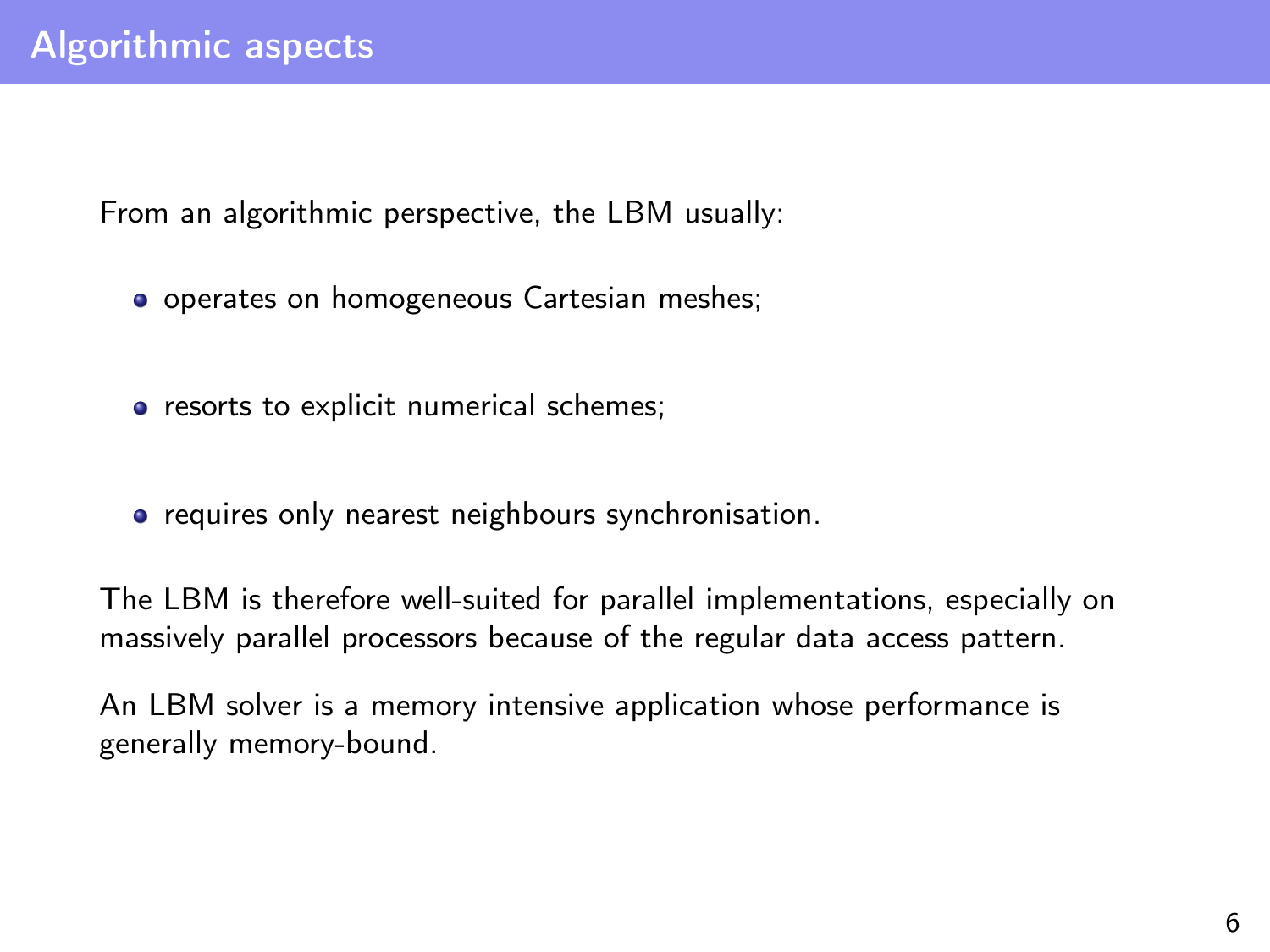## Algorithmic aspects

From an algorithmic perspective, the LBM usually:

- operates on homogeneous Cartesian meshes;
- resorts to explicit numerical schemes;
- requires only nearest neighbours synchronisation.

The LBM is therefore well-suited for parallel implementations, especially on massively parallel processors because of the regular data access pattern.

An LBM solver is a memory intensive application whose performance is generally memory-bound.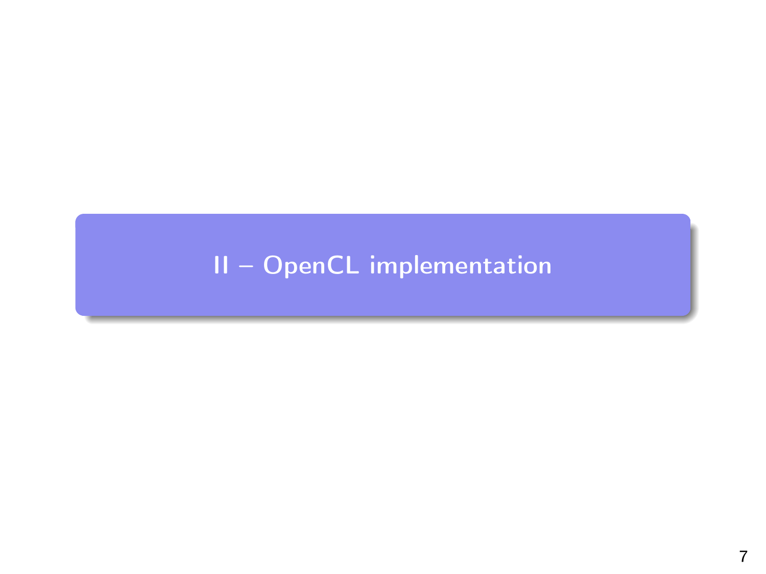# II – OpenCL implementation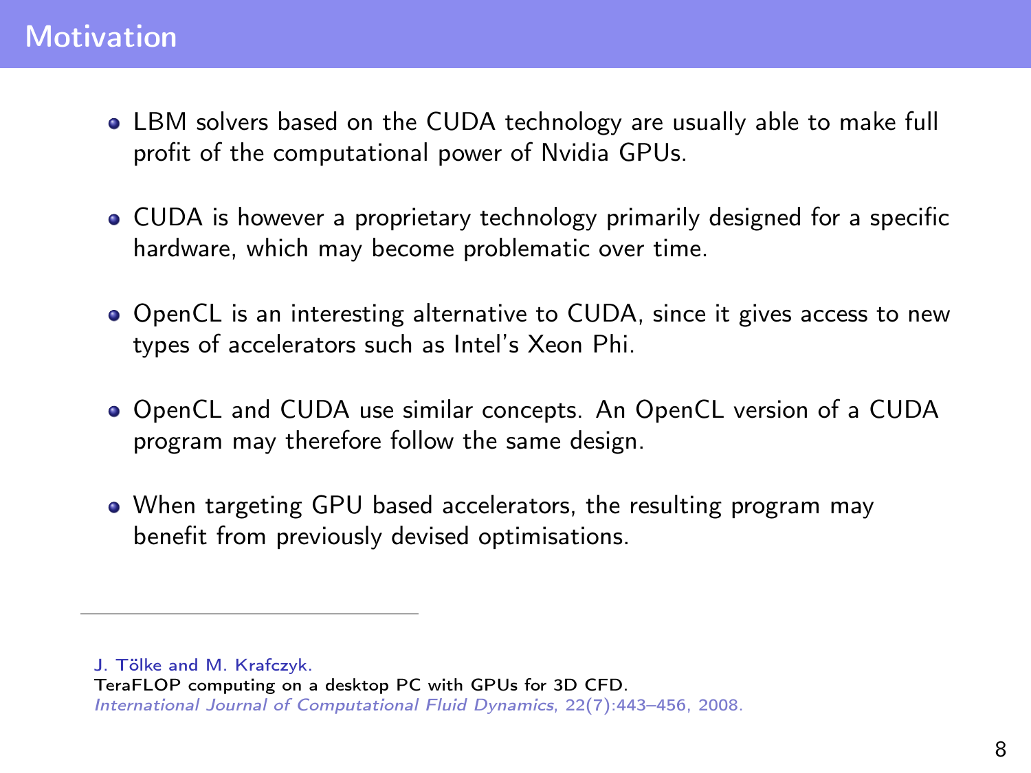## Motivation

- LBM solvers based on the CUDA technology are usually able to make full profit of the computational power of Nvidia GPUs.
- CUDA is however a proprietary technology primarily designed for a specific hardware, which may become problematic over time.
- OpenCL is an interesting alternative to CUDA, since it gives access to new types of accelerators such as Intel's Xeon Phi.
- OpenCL and CUDA use similar concepts. An OpenCL version of a CUDA program may therefore follow the same design.
- When targeting GPU based accelerators, the resulting program may benefit from previously devised optimisations.

---

J. Tölke and M. Krafczyk.
TeraFLOP computing on a desktop PC with GPUs for 3D CFD.
*International Journal of Computational Fluid Dynamics*, 22(7):443–456, 2008.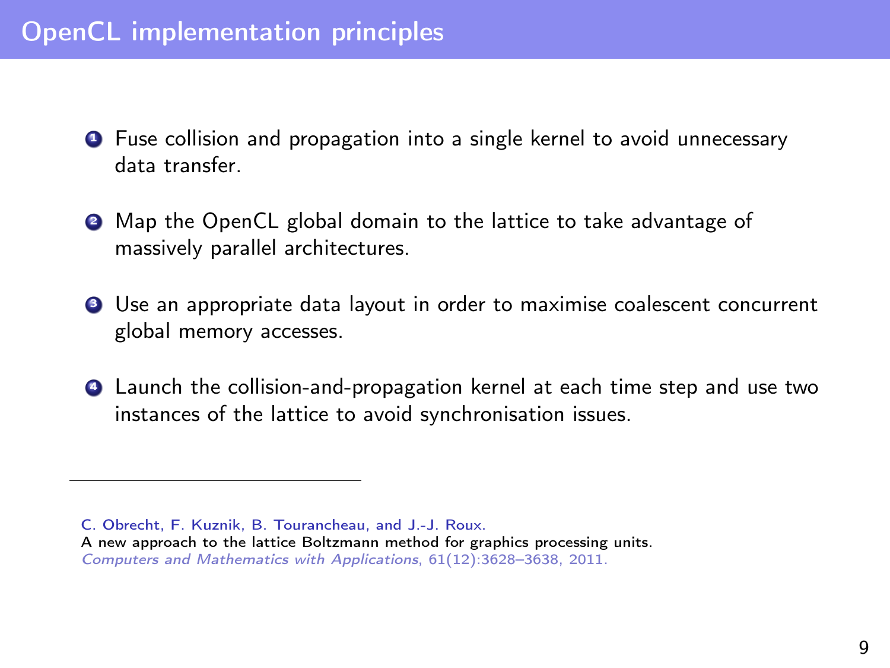# OpenCL implementation principles

1. Fuse collision and propagation into a single kernel to avoid unnecessary data transfer.

2. Map the OpenCL global domain to the lattice to take advantage of massively parallel architectures.

3. Use an appropriate data layout in order to maximise coalescent concurrent global memory accesses.

4. Launch the collision-and-propagation kernel at each time step and use two instances of the lattice to avoid synchronisation issues.

---

C. Obrecht, F. Kuznik, B. Tourancheau, and J.-J. Roux.
A new approach to the lattice Boltzmann method for graphics processing units.
*Computers and Mathematics with Applications*, 61(12):3628–3638, 2011.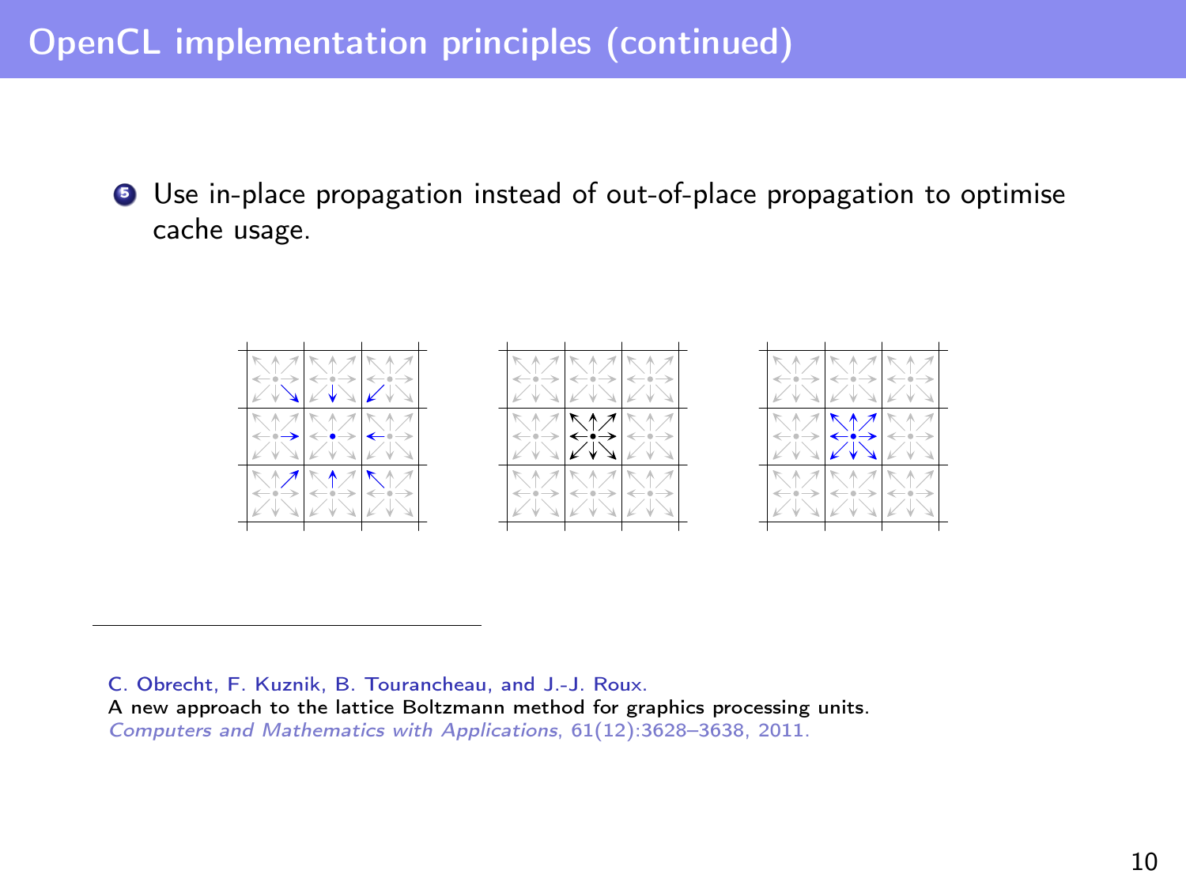## OpenCL implementation principles (continued)

5. Use in-place propagation instead of out-of-place propagation to optimise cache usage.

---

C. Obrecht, F. Kuznik, B. Tourancheau, and J.-J. Roux.
A new approach to the lattice Boltzmann method for graphics processing units.
*Computers and Mathematics with Applications*, 61(12):3628–3638, 2011.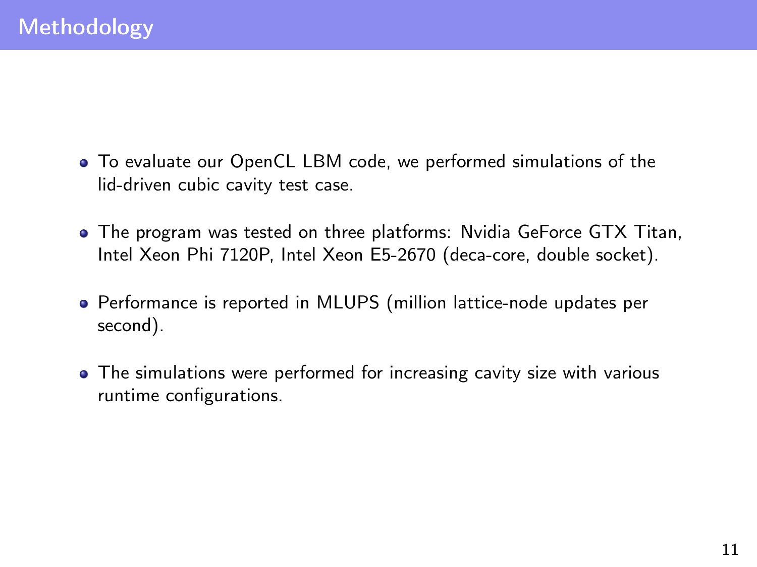# Methodology

- To evaluate our OpenCL LBM code, we performed simulations of the lid-driven cubic cavity test case.
- The program was tested on three platforms: Nvidia GeForce GTX Titan, Intel Xeon Phi 7120P, Intel Xeon E5-2670 (deca-core, double socket).
- Performance is reported in MLUPS (million lattice-node updates per second).
- The simulations were performed for increasing cavity size with various runtime configurations.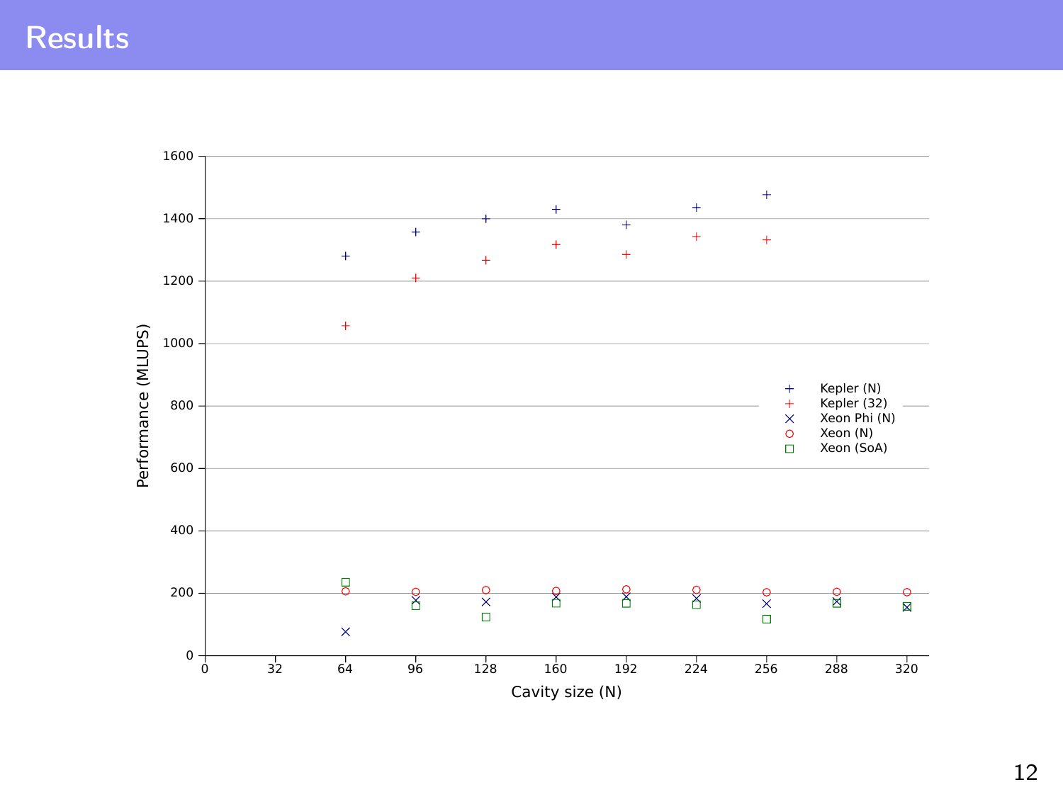# Results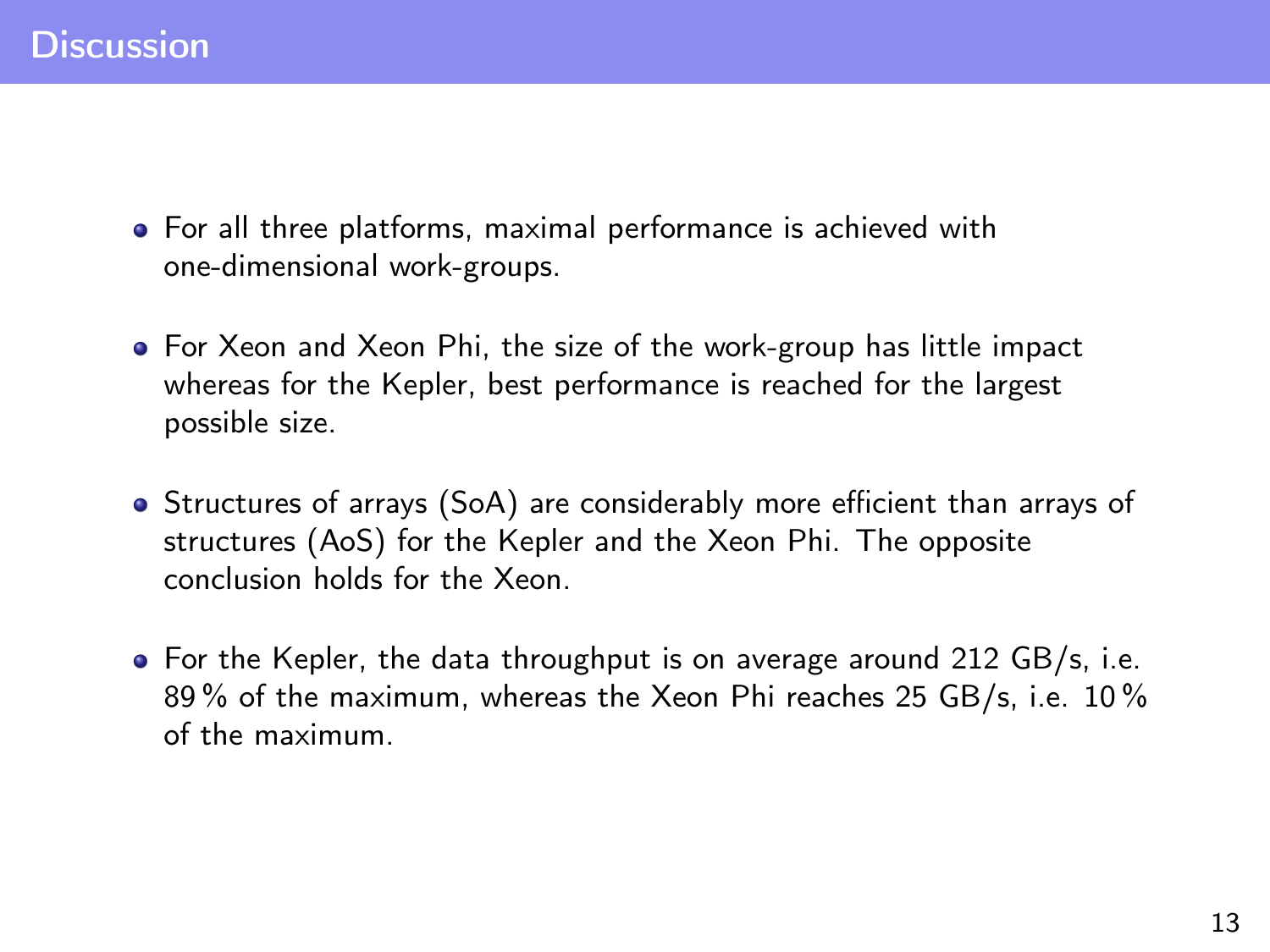# Discussion

- For all three platforms, maximal performance is achieved with one-dimensional work-groups.
- For Xeon and Xeon Phi, the size of the work-group has little impact whereas for the Kepler, best performance is reached for the largest possible size.
- Structures of arrays (SoA) are considerably more efficient than arrays of structures (AoS) for the Kepler and the Xeon Phi. The opposite conclusion holds for the Xeon.
- For the Kepler, the data throughput is on average around 212 GB/s, i.e. 89 % of the maximum, whereas the Xeon Phi reaches 25 GB/s, i.e. 10 % of the maximum.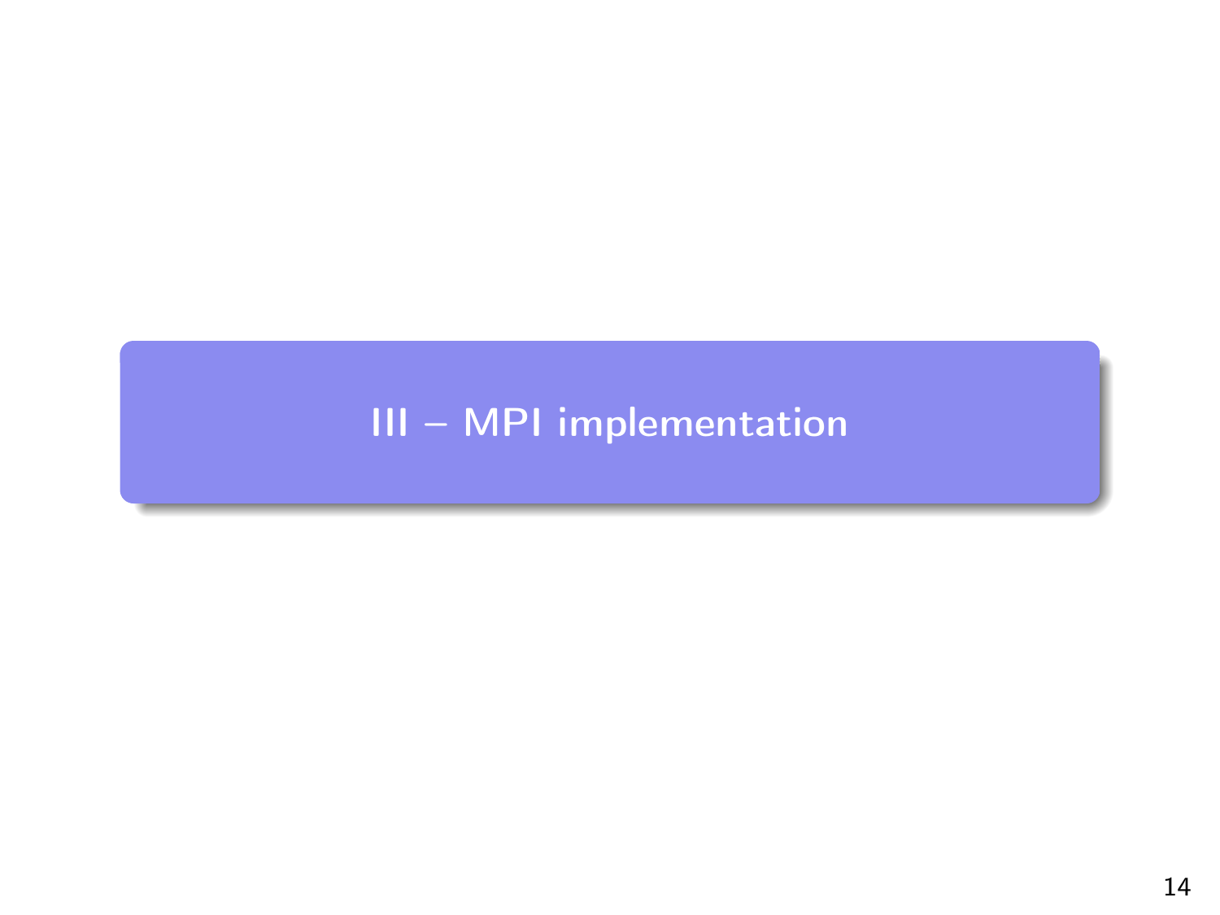# III – MPI implementation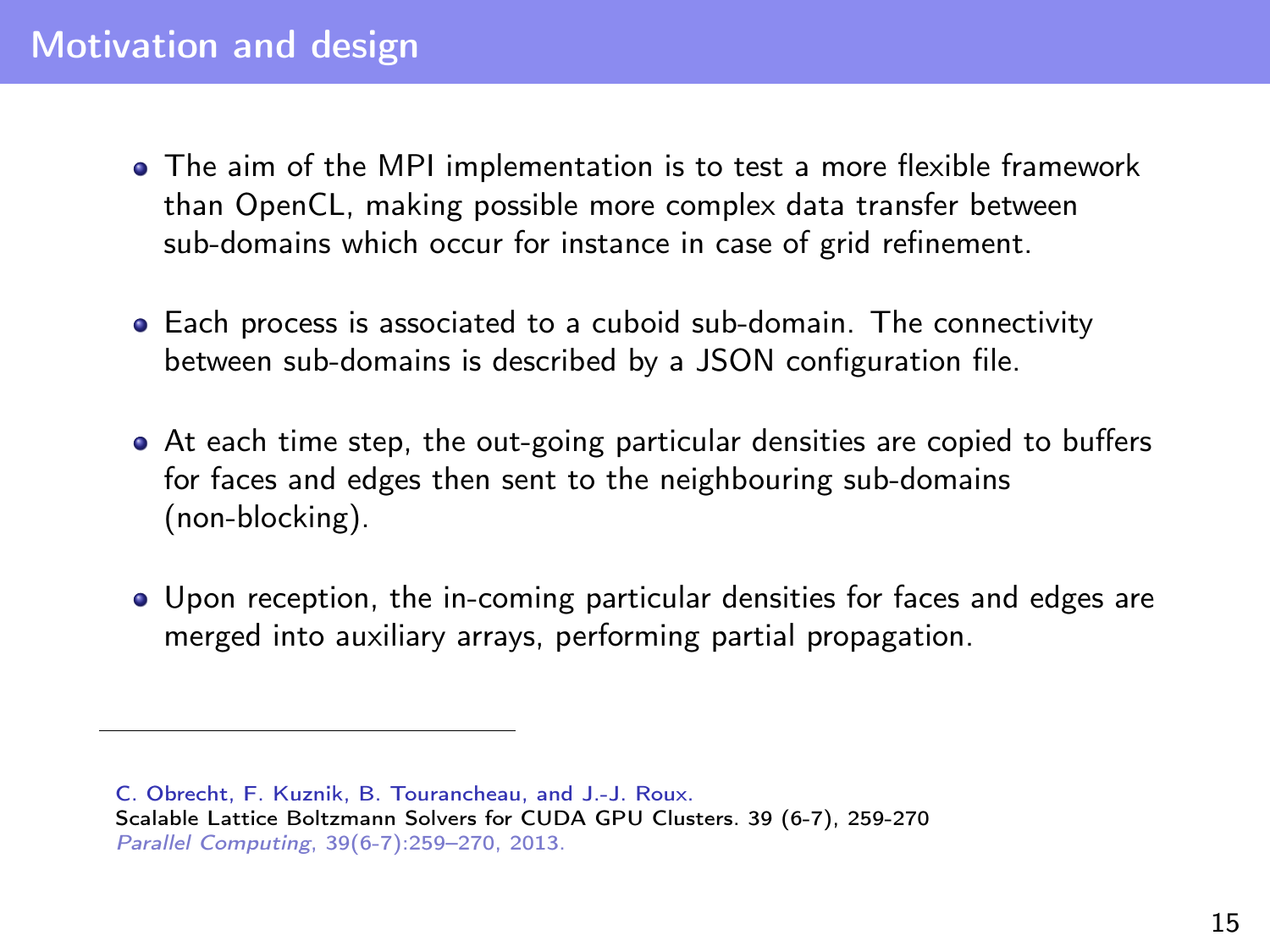# Motivation and design

- The aim of the MPI implementation is to test a more flexible framework than OpenCL, making possible more complex data transfer between sub-domains which occur for instance in case of grid refinement.
- Each process is associated to a cuboid sub-domain. The connectivity between sub-domains is described by a JSON configuration file.
- At each time step, the out-going particular densities are copied to buffers for faces and edges then sent to the neighbouring sub-domains (non-blocking).
- Upon reception, the in-coming particular densities for faces and edges are merged into auxiliary arrays, performing partial propagation.

---

C. Obrecht, F. Kuznik, B. Tourancheau, and J.-J. Roux.
Scalable Lattice Boltzmann Solvers for CUDA GPU Clusters. 39 (6-7), 259-270
*Parallel Computing*, 39(6-7):259–270, 2013.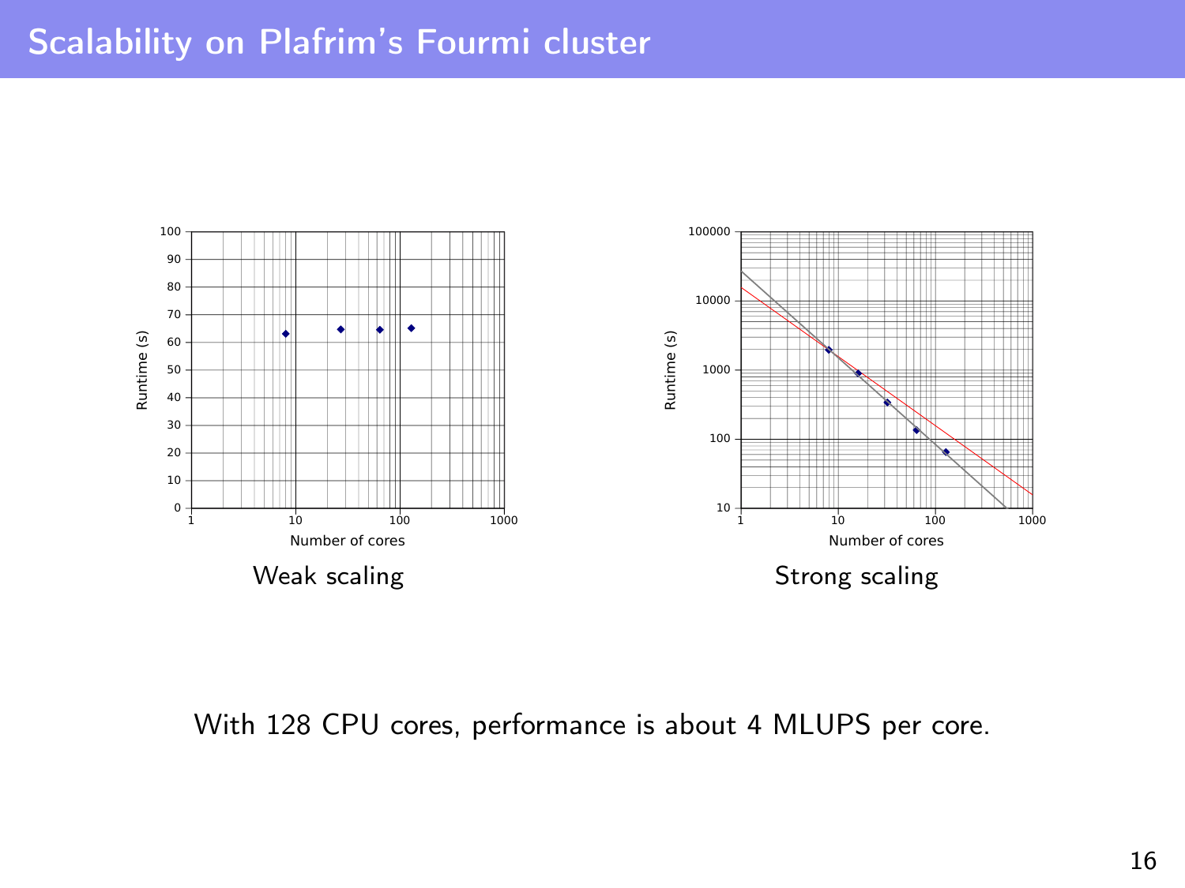# Scalability on Plafrim's Fourmi cluster

Weak scaling

Strong scaling

With 128 CPU cores, performance is about 4 MLUPS per core.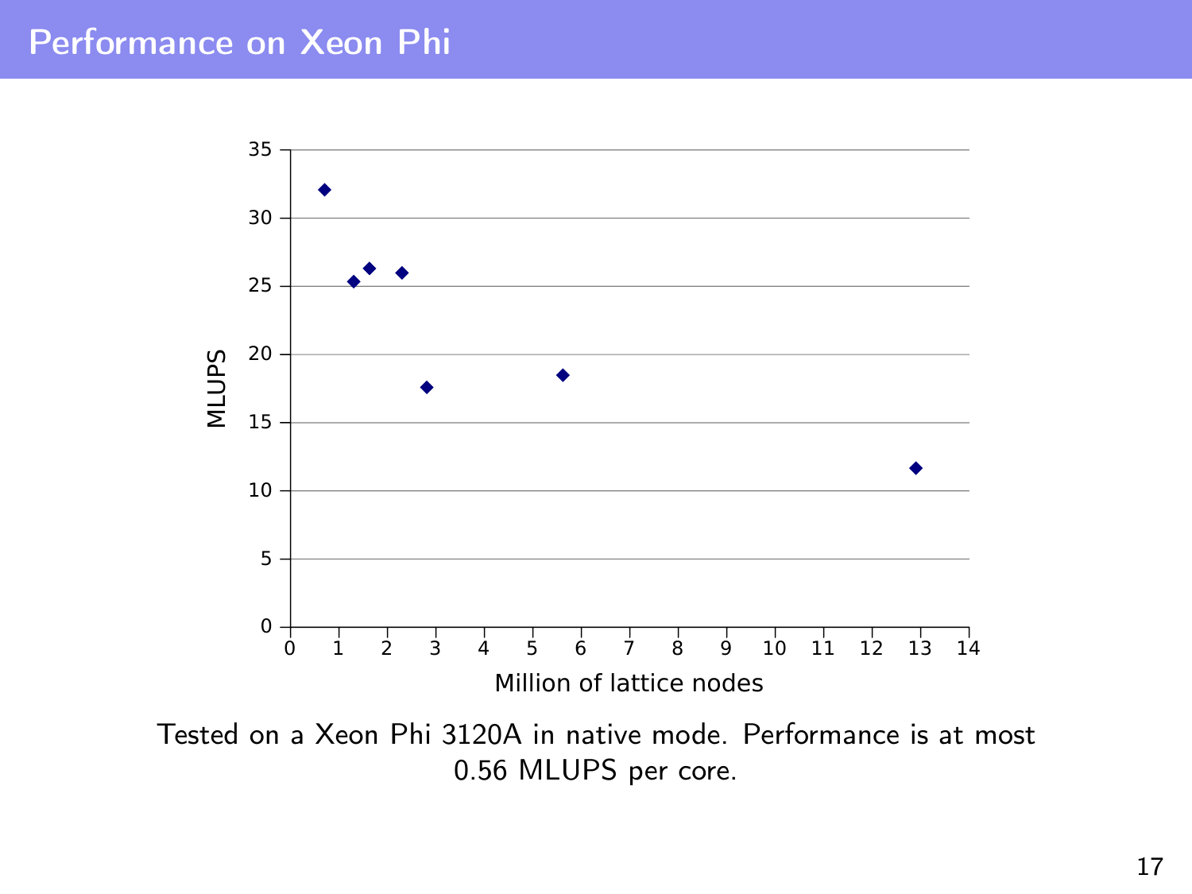# Performance on Xeon Phi

Tested on a Xeon Phi 3120A in native mode. Performance is at most 0.56 MLUPS per core.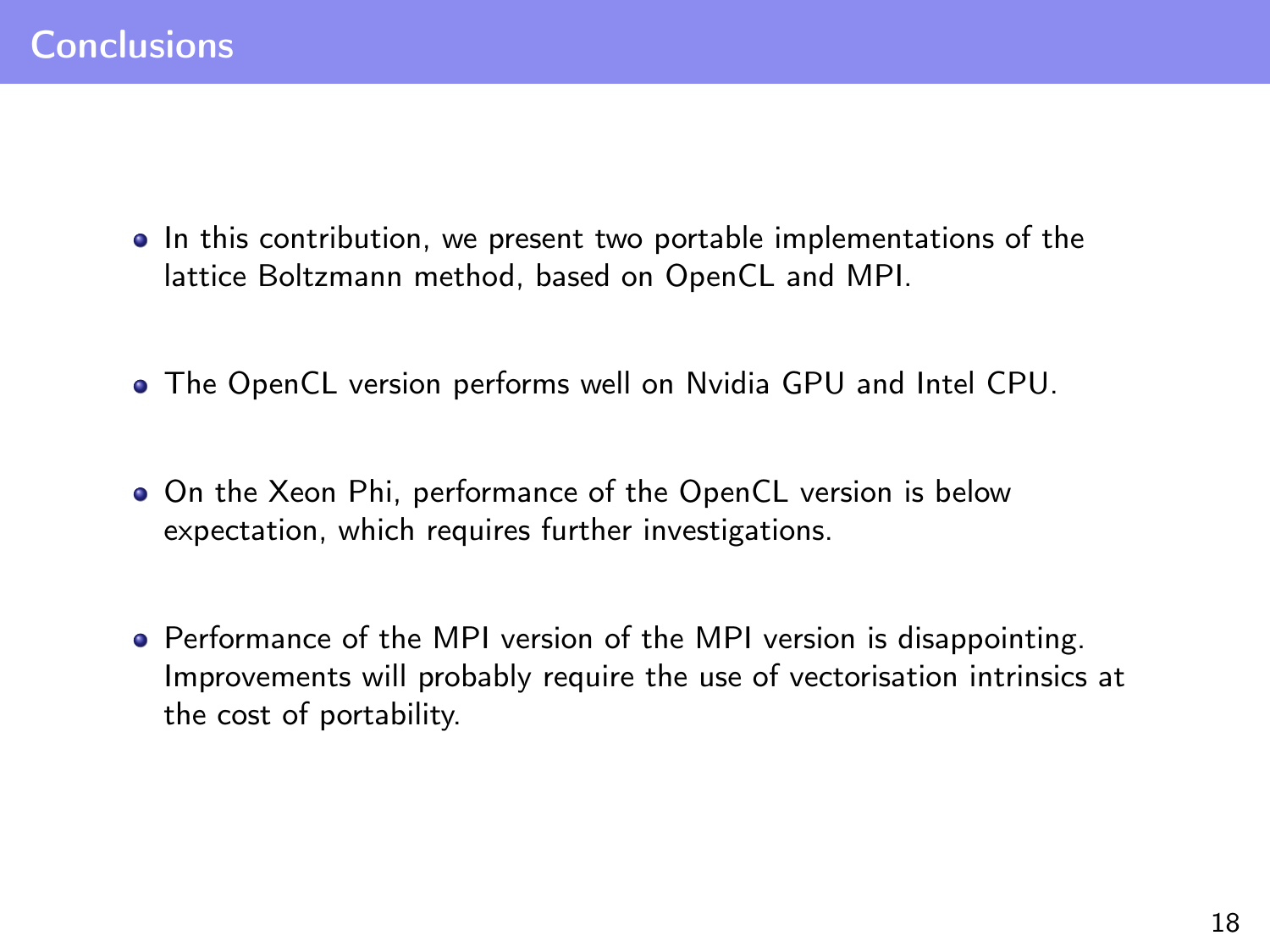# Conclusions

- In this contribution, we present two portable implementations of the lattice Boltzmann method, based on OpenCL and MPI.

- The OpenCL version performs well on Nvidia GPU and Intel CPU.

- On the Xeon Phi, performance of the OpenCL version is below expectation, which requires further investigations.

- Performance of the MPI version of the MPI version is disappointing. Improvements will probably require the use of vectorisation intrinsics at the cost of portability.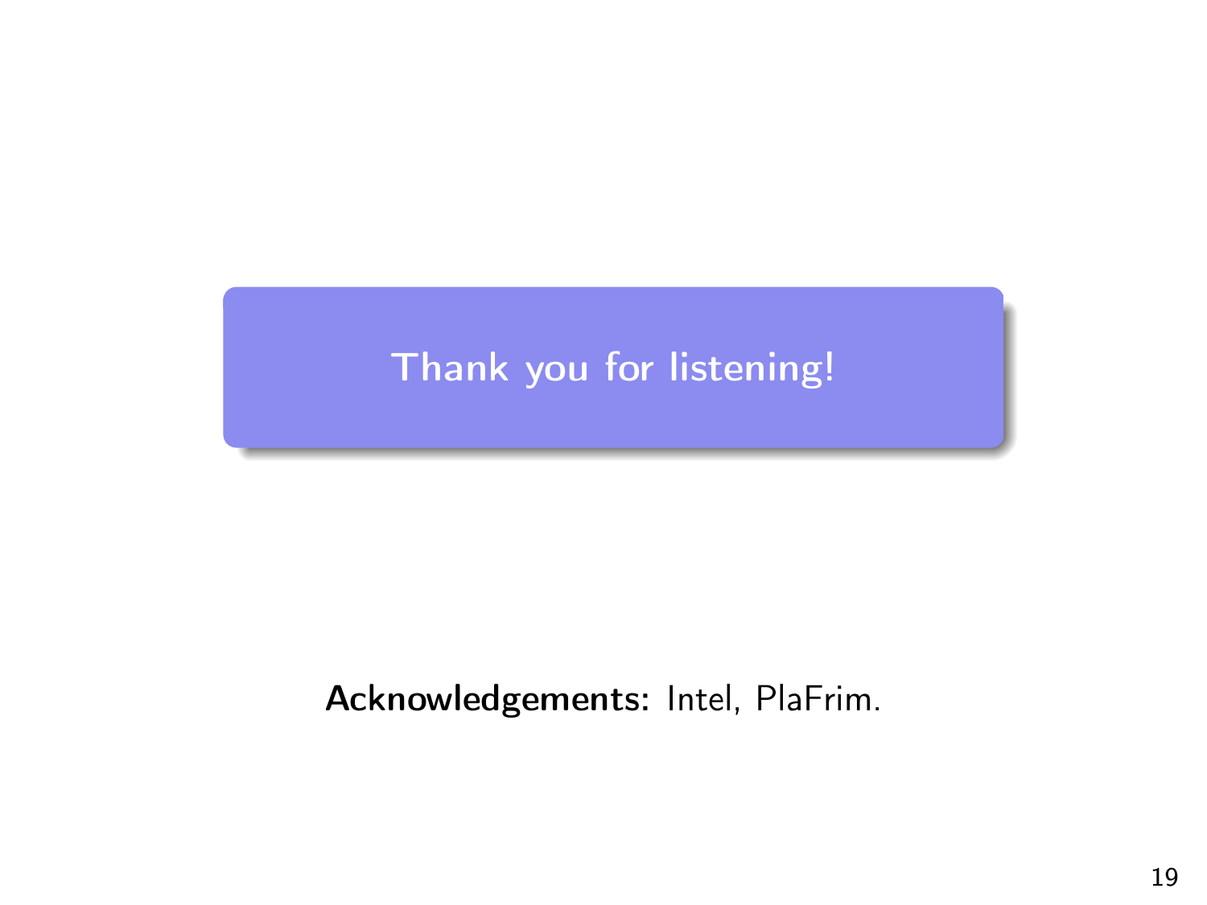Thank you for listening!

**Acknowledgements:** Intel, PlaFrim.